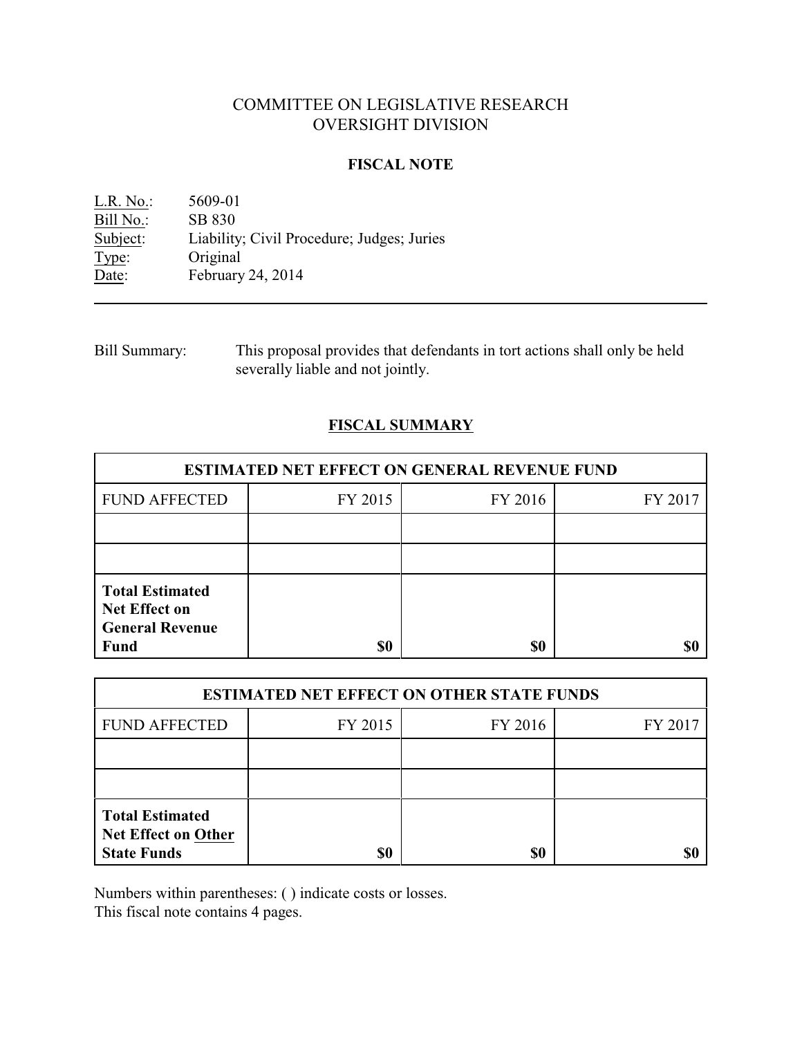# COMMITTEE ON LEGISLATIVE RESEARCH
# OVERSIGHT DIVISION

## FISCAL NOTE

L.R. No.: 5609-01
Bill No.: SB 830
Subject: Liability; Civil Procedure; Judges; Juries
Type: Original
Date: February 24, 2014

---

Bill Summary: This proposal provides that defendants in tort actions shall only be held severally liable and not jointly.

## FISCAL SUMMARY

| ESTIMATED NET EFFECT ON GENERAL REVENUE FUND | | | |
|---|---|---|---|
| FUND AFFECTED | FY 2015 | FY 2016 | FY 2017 |
| | | | |
| | | | |
| **Total Estimated Net Effect on General Revenue Fund** | **$0** | **$0** | **$0** |

| ESTIMATED NET EFFECT ON OTHER STATE FUNDS | | | |
|---|---|---|---|
| FUND AFFECTED | FY 2015 | FY 2016 | FY 2017 |
| | | | |
| | | | |
| **Total Estimated Net Effect on Other State Funds** | **$0** | **$0** | **$0** |

Numbers within parentheses: ( ) indicate costs or losses.
This fiscal note contains 4 pages.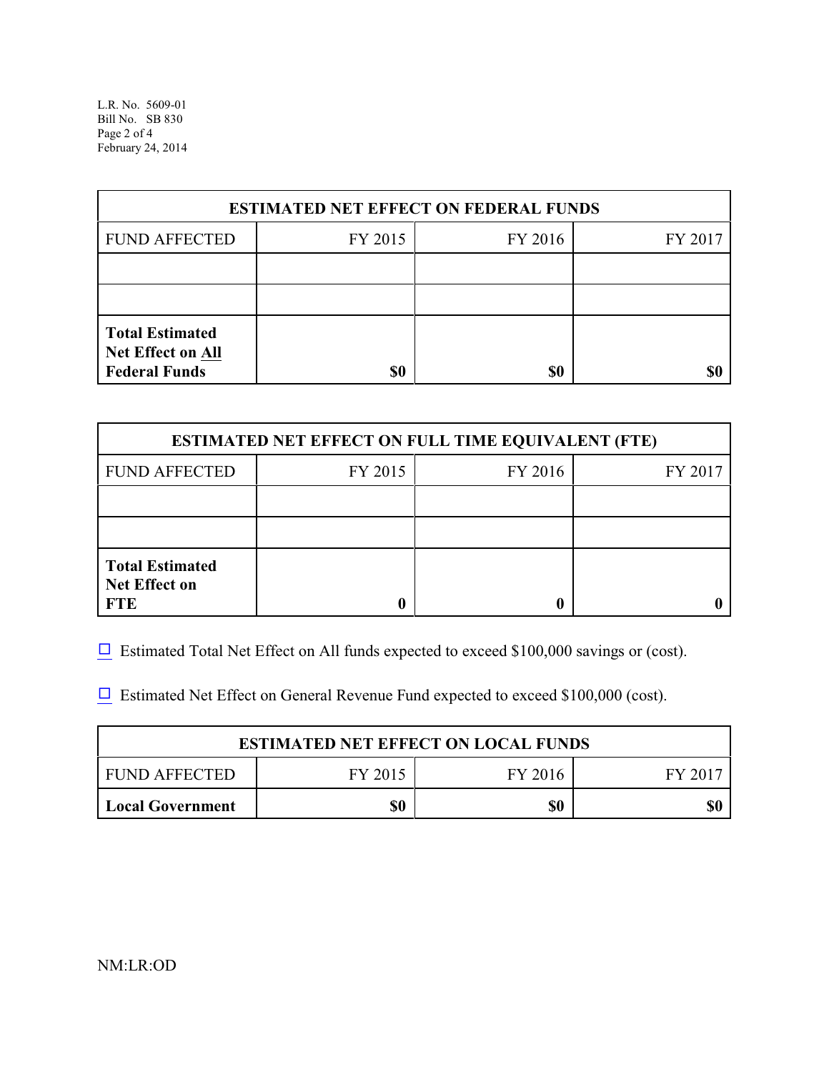| ESTIMATED NET EFFECT ON FEDERAL FUNDS | | | |
|---|---|---|---|
| FUND AFFECTED | FY 2015 | FY 2016 | FY 2017 |
| | | | |
| | | | |
| **Total Estimated Net Effect on All Federal Funds** | **$0** | **$0** | **$0** |

| ESTIMATED NET EFFECT ON FULL TIME EQUIVALENT (FTE) | | | |
|---|---|---|---|
| FUND AFFECTED | FY 2015 | FY 2016 | FY 2017 |
| | | | |
| | | | |
| **Total Estimated Net Effect on FTE** | **0** | **0** | **0** |

☐ Estimated Total Net Effect on All funds expected to exceed $100,000 savings or (cost).

☐ Estimated Net Effect on General Revenue Fund expected to exceed $100,000 (cost).

| ESTIMATED NET EFFECT ON LOCAL FUNDS | | | |
|---|---|---|---|
| FUND AFFECTED | FY 2015 | FY 2016 | FY 2017 |
| **Local Government** | **$0** | **$0** | **$0** |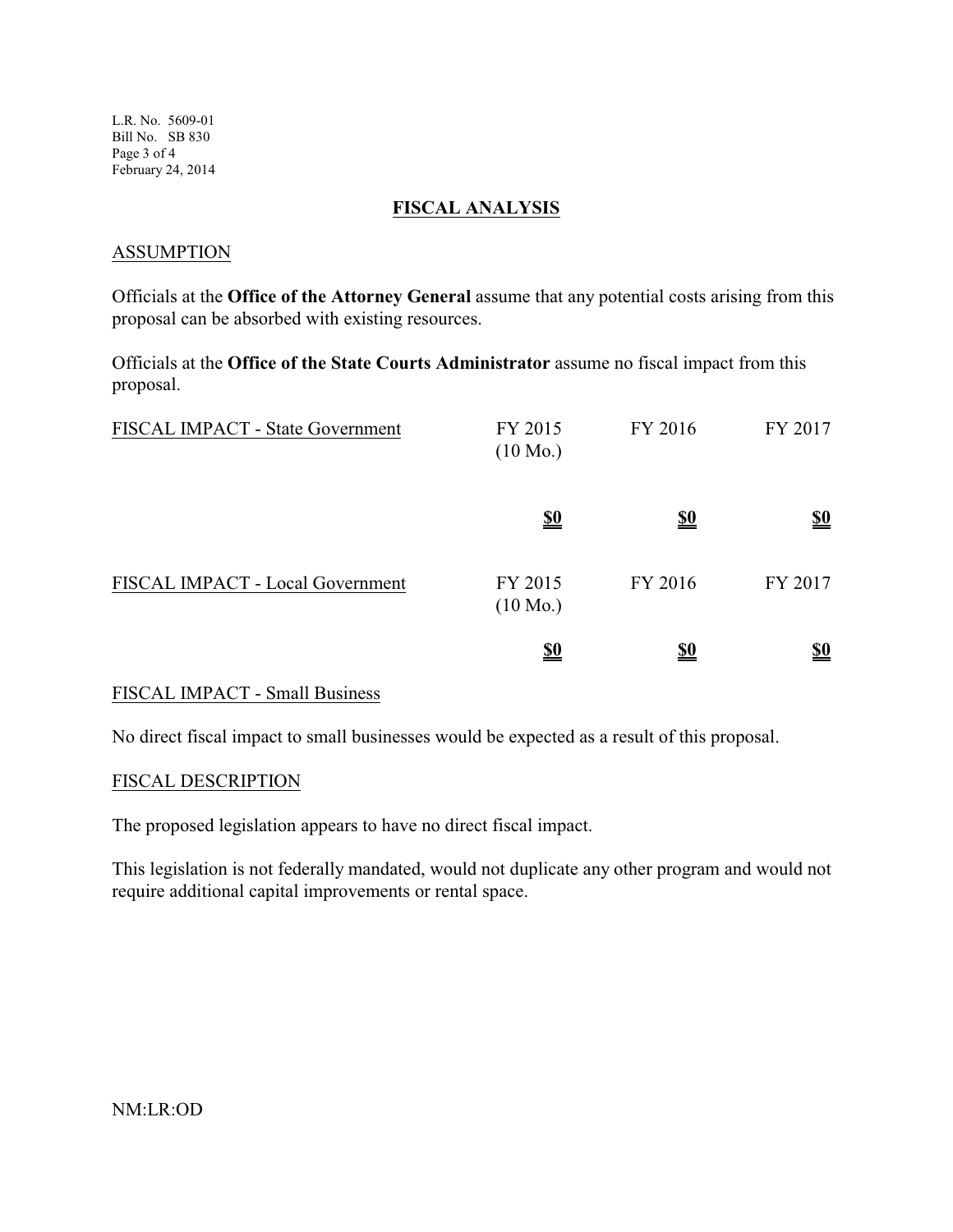## FISCAL ANALYSIS

### ASSUMPTION

Officials at the **Office of the Attorney General** assume that any potential costs arising from this proposal can be absorbed with existing resources.

Officials at the **Office of the State Courts Administrator** assume no fiscal impact from this proposal.

| FISCAL IMPACT - State Government | FY 2015 (10 Mo.) | FY 2016 | FY 2017 |
|---|---|---|---|
| | **$0** | **$0** | **$0** |

| FISCAL IMPACT - Local Government | FY 2015 (10 Mo.) | FY 2016 | FY 2017 |
|---|---|---|---|
| | **$0** | **$0** | **$0** |

### FISCAL IMPACT - Small Business

No direct fiscal impact to small businesses would be expected as a result of this proposal.

### FISCAL DESCRIPTION

The proposed legislation appears to have no direct fiscal impact.

This legislation is not federally mandated, would not duplicate any other program and would not require additional capital improvements or rental space.

NM:LR:OD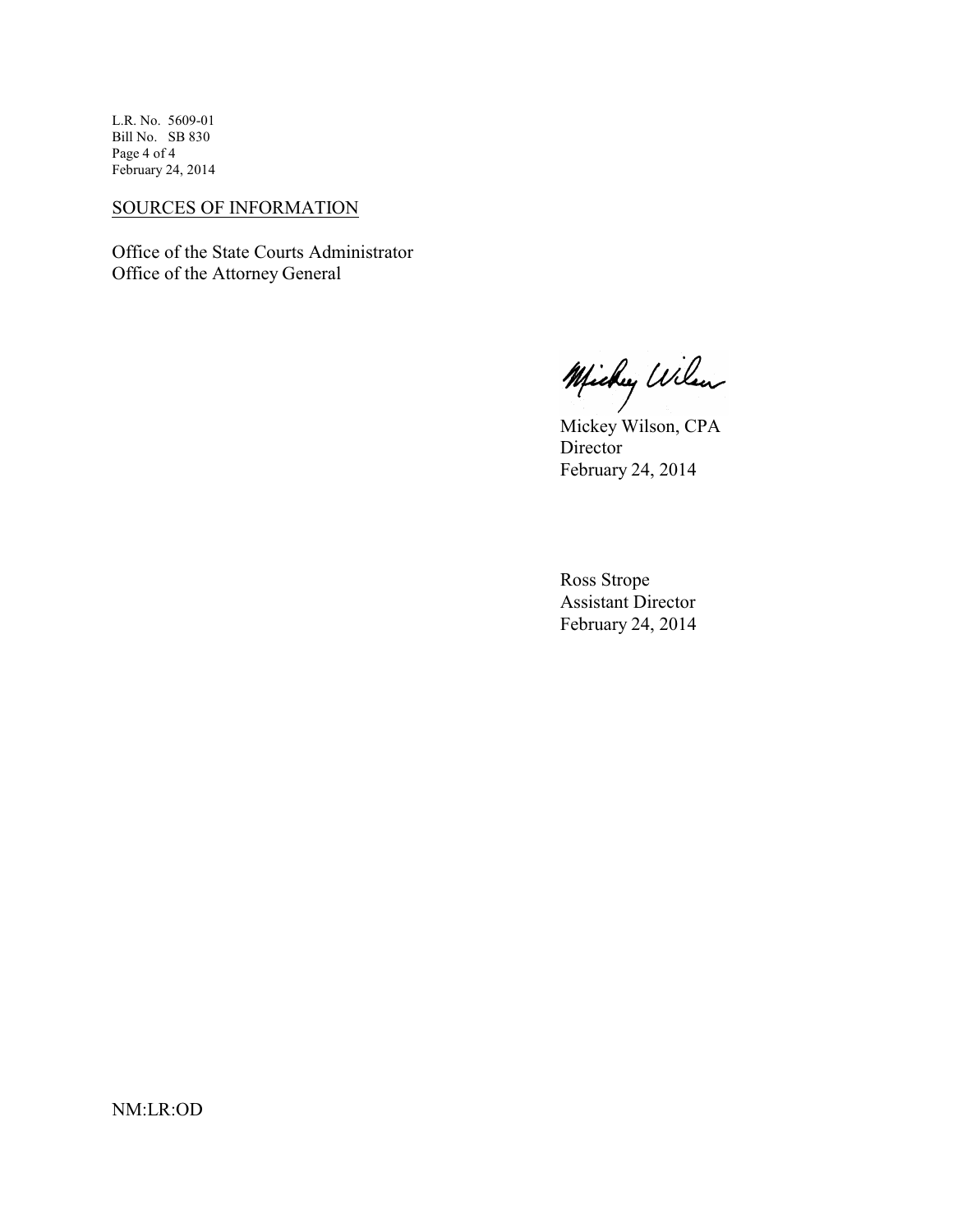## SOURCES OF INFORMATION

Office of the State Courts Administrator
Office of the Attorney General

Mickey Wilson, CPA
Director
February 24, 2014

Ross Strope
Assistant Director
February 24, 2014

NM:LR:OD